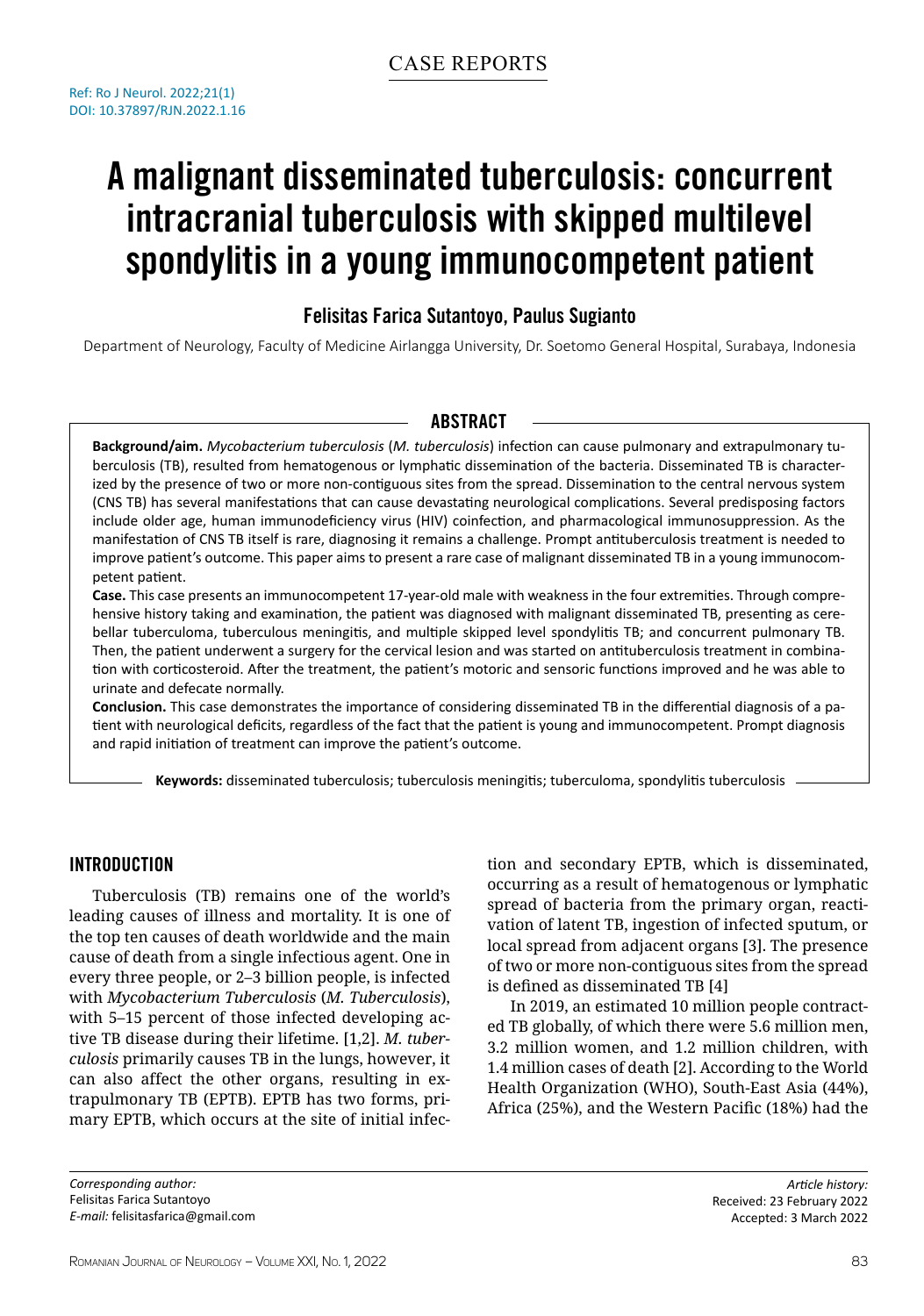CASE REPORTS

Ref: Ro J Neurol. 2022;21(1)
DOI: 10.37897/RJN.2022.1.16

# A malignant disseminated tuberculosis: concurrent intracranial tuberculosis with skipped multilevel spondylitis in a young immunocompetent patient

**Felisitas Farica Sutantoyo, Paulus Sugianto**

Department of Neurology, Faculty of Medicine Airlangga University, Dr. Soetomo General Hospital, Surabaya, Indonesia

## ABSTRACT

**Background/aim.** *Mycobacterium tuberculosis* (*M. tuberculosis*) infection can cause pulmonary and extrapulmonary tuberculosis (TB), resulted from hematogenous or lymphatic dissemination of the bacteria. Disseminated TB is characterized by the presence of two or more non-contiguous sites from the spread. Dissemination to the central nervous system (CNS TB) has several manifestations that can cause devastating neurological complications. Several predisposing factors include older age, human immunodeficiency virus (HIV) coinfection, and pharmacological immunosuppression. As the manifestation of CNS TB itself is rare, diagnosing it remains a challenge. Prompt antituberculosis treatment is needed to improve patient's outcome. This paper aims to present a rare case of malignant disseminated TB in a young immunocompetent patient.

**Case.** This case presents an immunocompetent 17-year-old male with weakness in the four extremities. Through comprehensive history taking and examination, the patient was diagnosed with malignant disseminated TB, presenting as cerebellar tuberculoma, tuberculous meningitis, and multiple skipped level spondylitis TB; and concurrent pulmonary TB. Then, the patient underwent a surgery for the cervical lesion and was started on antituberculosis treatment in combination with corticosteroid. After the treatment, the patient's motoric and sensoric functions improved and he was able to urinate and defecate normally.

**Conclusion.** This case demonstrates the importance of considering disseminated TB in the differential diagnosis of a patient with neurological deficits, regardless of the fact that the patient is young and immunocompetent. Prompt diagnosis and rapid initiation of treatment can improve the patient's outcome.

**Keywords:** disseminated tuberculosis; tuberculosis meningitis; tuberculoma, spondylitis tuberculosis

## INTRODUCTION

Tuberculosis (TB) remains one of the world's leading causes of illness and mortality. It is one of the top ten causes of death worldwide and the main cause of death from a single infectious agent. One in every three people, or 2–3 billion people, is infected with *Mycobacterium Tuberculosis* (*M. Tuberculosis*), with 5–15 percent of those infected developing active TB disease during their lifetime. [1,2]. *M. tuberculosis* primarily causes TB in the lungs, however, it can also affect the other organs, resulting in extrapulmonary TB (EPTB). EPTB has two forms, primary EPTB, which occurs at the site of initial infection and secondary EPTB, which is disseminated, occurring as a result of hematogenous or lymphatic spread of bacteria from the primary organ, reactivation of latent TB, ingestion of infected sputum, or local spread from adjacent organs [3]. The presence of two or more non-contiguous sites from the spread is defined as disseminated TB [4]

In 2019, an estimated 10 million people contracted TB globally, of which there were 5.6 million men, 3.2 million women, and 1.2 million children, with 1.4 million cases of death [2]. According to the World Health Organization (WHO), South-East Asia (44%), Africa (25%), and the Western Pacific (18%) had the

*Corresponding author:*
Felisitas Farica Sutantoyo
*E-mail:* felisitasfarica@gmail.com

*Article history:*
Received: 23 February 2022
Accepted: 3 March 2022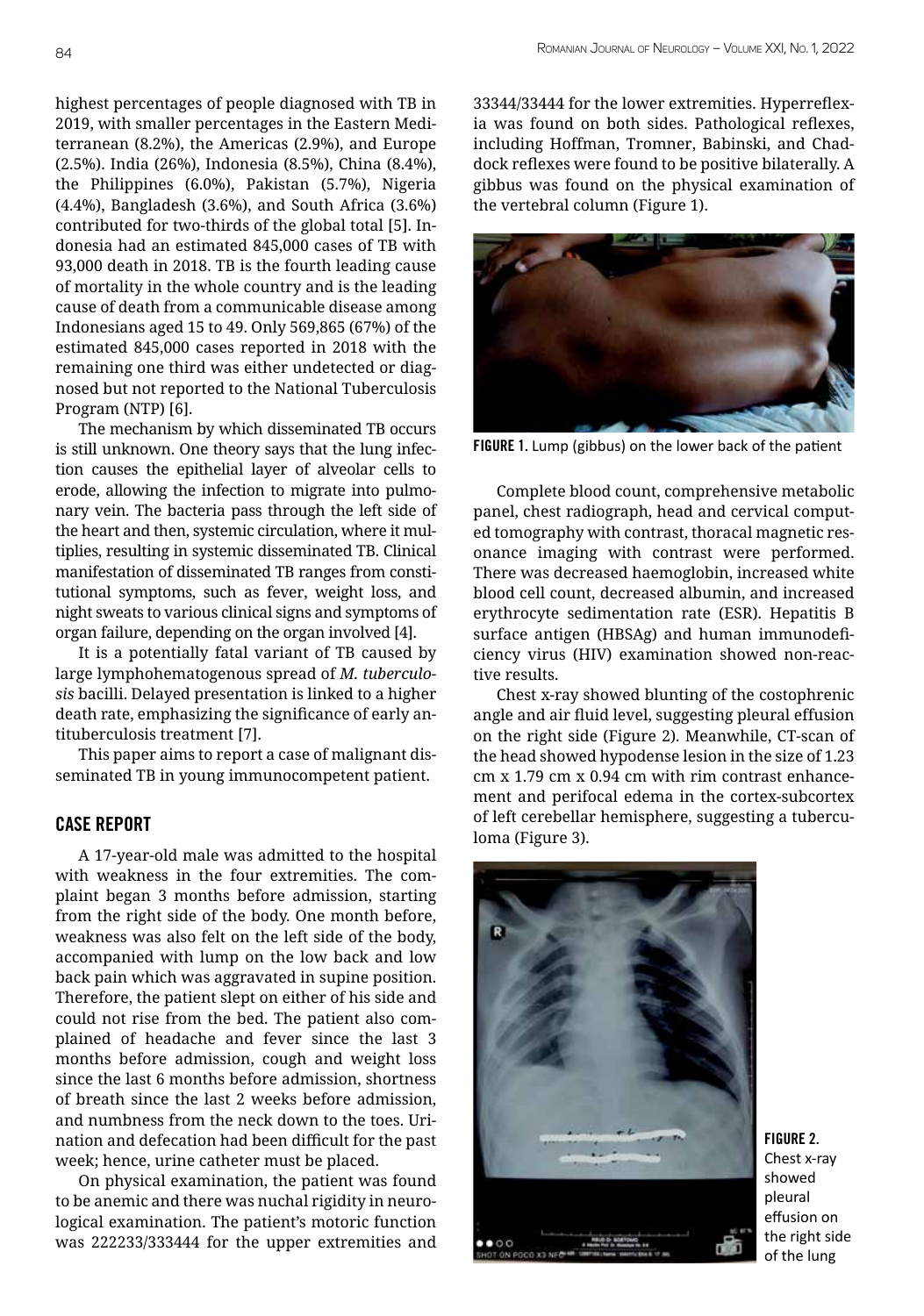highest percentages of people diagnosed with TB in 2019, with smaller percentages in the Eastern Mediterranean (8.2%), the Americas (2.9%), and Europe (2.5%). India (26%), Indonesia (8.5%), China (8.4%), the Philippines (6.0%), Pakistan (5.7%), Nigeria (4.4%), Bangladesh (3.6%), and South Africa (3.6%) contributed for two-thirds of the global total [5]. Indonesia had an estimated 845,000 cases of TB with 93,000 death in 2018. TB is the fourth leading cause of mortality in the whole country and is the leading cause of death from a communicable disease among Indonesians aged 15 to 49. Only 569,865 (67%) of the estimated 845,000 cases reported in 2018 with the remaining one third was either undetected or diagnosed but not reported to the National Tuberculosis Program (NTP) [6].

The mechanism by which disseminated TB occurs is still unknown. One theory says that the lung infection causes the epithelial layer of alveolar cells to erode, allowing the infection to migrate into pulmonary vein. The bacteria pass through the left side of the heart and then, systemic circulation, where it multiplies, resulting in systemic disseminated TB. Clinical manifestation of disseminated TB ranges from constitutional symptoms, such as fever, weight loss, and night sweats to various clinical signs and symptoms of organ failure, depending on the organ involved [4].

It is a potentially fatal variant of TB caused by large lymphohematogenous spread of *M. tuberculosis* bacilli. Delayed presentation is linked to a higher death rate, emphasizing the significance of early antituberculosis treatment [7].

This paper aims to report a case of malignant disseminated TB in young immunocompetent patient.

## CASE REPORT

A 17-year-old male was admitted to the hospital with weakness in the four extremities. The complaint began 3 months before admission, starting from the right side of the body. One month before, weakness was also felt on the left side of the body, accompanied with lump on the low back and low back pain which was aggravated in supine position. Therefore, the patient slept on either of his side and could not rise from the bed. The patient also complained of headache and fever since the last 3 months before admission, cough and weight loss since the last 6 months before admission, shortness of breath since the last 2 weeks before admission, and numbness from the neck down to the toes. Urination and defecation had been difficult for the past week; hence, urine catheter must be placed.

On physical examination, the patient was found to be anemic and there was nuchal rigidity in neurological examination. The patient's motoric function was 222233/333444 for the upper extremities and 33344/33444 for the lower extremities. Hyperreflexia was found on both sides. Pathological reflexes, including Hoffman, Tromner, Babinski, and Chaddock reflexes were found to be positive bilaterally. A gibbus was found on the physical examination of the vertebral column (Figure 1).

**FIGURE 1.** Lump (gibbus) on the lower back of the patient

Complete blood count, comprehensive metabolic panel, chest radiograph, head and cervical computed tomography with contrast, thoracal magnetic resonance imaging with contrast were performed. There was decreased haemoglobin, increased white blood cell count, decreased albumin, and increased erythrocyte sedimentation rate (ESR). Hepatitis B surface antigen (HBSAg) and human immunodeficiency virus (HIV) examination showed non-reactive results.

Chest x-ray showed blunting of the costophrenic angle and air fluid level, suggesting pleural effusion on the right side (Figure 2). Meanwhile, CT-scan of the head showed hypodense lesion in the size of 1.23 cm x 1.79 cm x 0.94 cm with rim contrast enhancement and perifocal edema in the cortex-subcortex of left cerebellar hemisphere, suggesting a tuberculoma (Figure 3).

**FIGURE 2.** Chest x-ray showed pleural effusion on the right side of the lung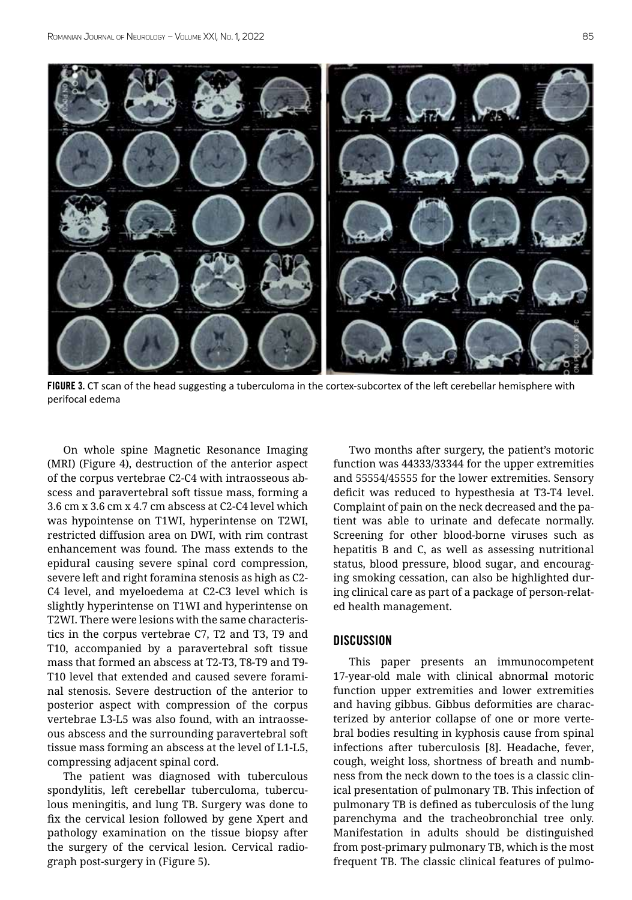**FIGURE 3.** CT scan of the head suggesting a tuberculoma in the cortex-subcortex of the left cerebellar hemisphere with perifocal edema

On whole spine Magnetic Resonance Imaging (MRI) (Figure 4), destruction of the anterior aspect of the corpus vertebrae C2-C4 with intraosseous abscess and paravertebral soft tissue mass, forming a 3.6 cm x 3.6 cm x 4.7 cm abscess at C2-C4 level which was hypointense on T1WI, hyperintense on T2WI, restricted diffusion area on DWI, with rim contrast enhancement was found. The mass extends to the epidural causing severe spinal cord compression, severe left and right foramina stenosis as high as C2-C4 level, and myeloedema at C2-C3 level which is slightly hyperintense on T1WI and hyperintense on T2WI. There were lesions with the same characteristics in the corpus vertebrae C7, T2 and T3, T9 and T10, accompanied by a paravertebral soft tissue mass that formed an abscess at T2-T3, T8-T9 and T9-T10 level that extended and caused severe foraminal stenosis. Severe destruction of the anterior to posterior aspect with compression of the corpus vertebrae L3-L5 was also found, with an intraosseous abscess and the surrounding paravertebral soft tissue mass forming an abscess at the level of L1-L5, compressing adjacent spinal cord.

The patient was diagnosed with tuberculous spondylitis, left cerebellar tuberculoma, tuberculous meningitis, and lung TB. Surgery was done to fix the cervical lesion followed by gene Xpert and pathology examination on the tissue biopsy after the surgery of the cervical lesion. Cervical radiograph post-surgery in (Figure 5).

Two months after surgery, the patient's motoric function was 44333/33344 for the upper extremities and 55554/45555 for the lower extremities. Sensory deficit was reduced to hypesthesia at T3-T4 level. Complaint of pain on the neck decreased and the patient was able to urinate and defecate normally. Screening for other blood-borne viruses such as hepatitis B and C, as well as assessing nutritional status, blood pressure, blood sugar, and encouraging smoking cessation, can also be highlighted during clinical care as part of a package of person-related health management.

## DISCUSSION

This paper presents an immunocompetent 17-year-old male with clinical abnormal motoric function upper extremities and lower extremities and having gibbus. Gibbus deformities are characterized by anterior collapse of one or more vertebral bodies resulting in kyphosis cause from spinal infections after tuberculosis [8]. Headache, fever, cough, weight loss, shortness of breath and numbness from the neck down to the toes is a classic clinical presentation of pulmonary TB. This infection of pulmonary TB is defined as tuberculosis of the lung parenchyma and the tracheobronchial tree only. Manifestation in adults should be distinguished from post-primary pulmonary TB, which is the most frequent TB. The classic clinical features of pulmo-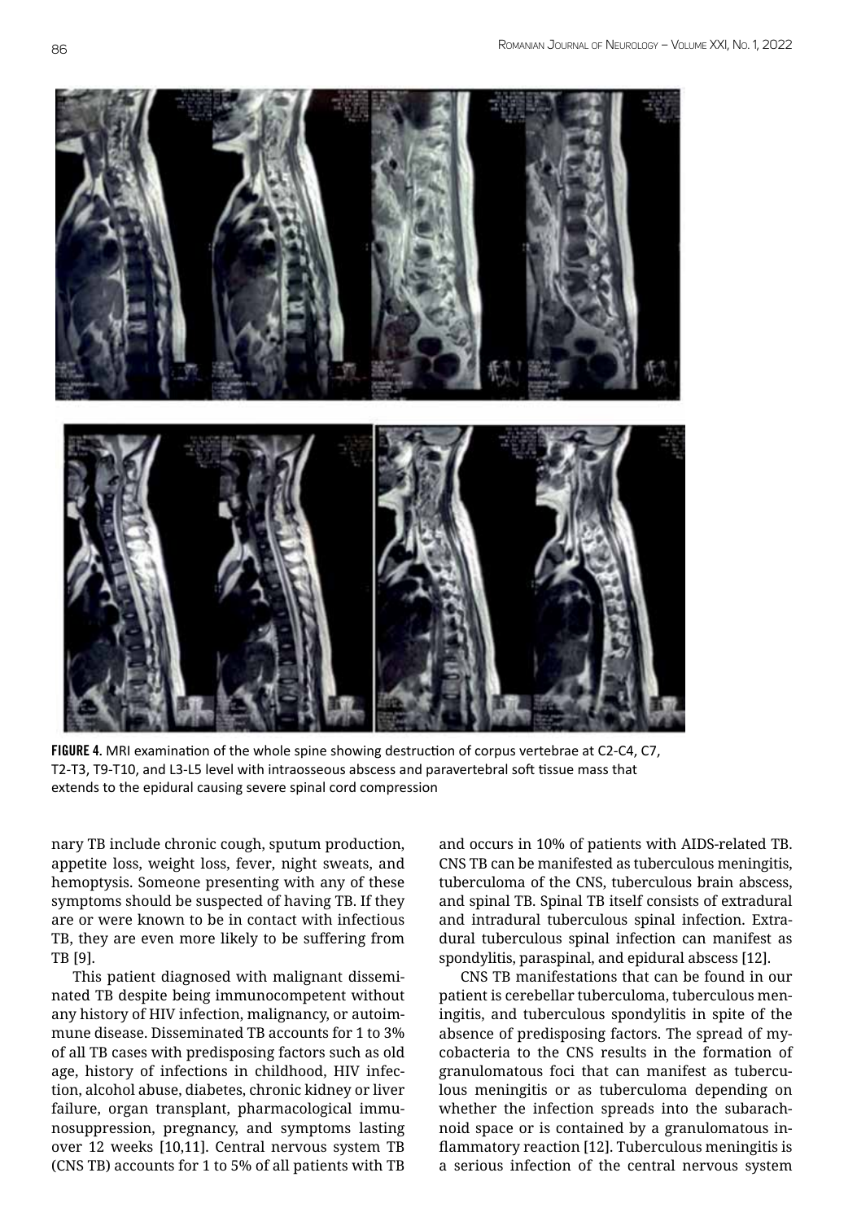**FIGURE 4.** MRI examination of the whole spine showing destruction of corpus vertebrae at C2-C4, C7, T2-T3, T9-T10, and L3-L5 level with intraosseous abscess and paravertebral soft tissue mass that extends to the epidural causing severe spinal cord compression

nary TB include chronic cough, sputum production, appetite loss, weight loss, fever, night sweats, and hemoptysis. Someone presenting with any of these symptoms should be suspected of having TB. If they are or were known to be in contact with infectious TB, they are even more likely to be suffering from TB [9].

This patient diagnosed with malignant disseminated TB despite being immunocompetent without any history of HIV infection, malignancy, or autoimmune disease. Disseminated TB accounts for 1 to 3% of all TB cases with predisposing factors such as old age, history of infections in childhood, HIV infection, alcohol abuse, diabetes, chronic kidney or liver failure, organ transplant, pharmacological immunosuppression, pregnancy, and symptoms lasting over 12 weeks [10,11]. Central nervous system TB (CNS TB) accounts for 1 to 5% of all patients with TB and occurs in 10% of patients with AIDS-related TB. CNS TB can be manifested as tuberculous meningitis, tuberculoma of the CNS, tuberculous brain abscess, and spinal TB. Spinal TB itself consists of extradural and intradural tuberculous spinal infection. Extradural tuberculous spinal infection can manifest as spondylitis, paraspinal, and epidural abscess [12].

CNS TB manifestations that can be found in our patient is cerebellar tuberculoma, tuberculous meningitis, and tuberculous spondylitis in spite of the absence of predisposing factors. The spread of mycobacteria to the CNS results in the formation of granulomatous foci that can manifest as tuberculous meningitis or as tuberculoma depending on whether the infection spreads into the subarachnoid space or is contained by a granulomatous inflammatory reaction [12]. Tuberculous meningitis is a serious infection of the central nervous system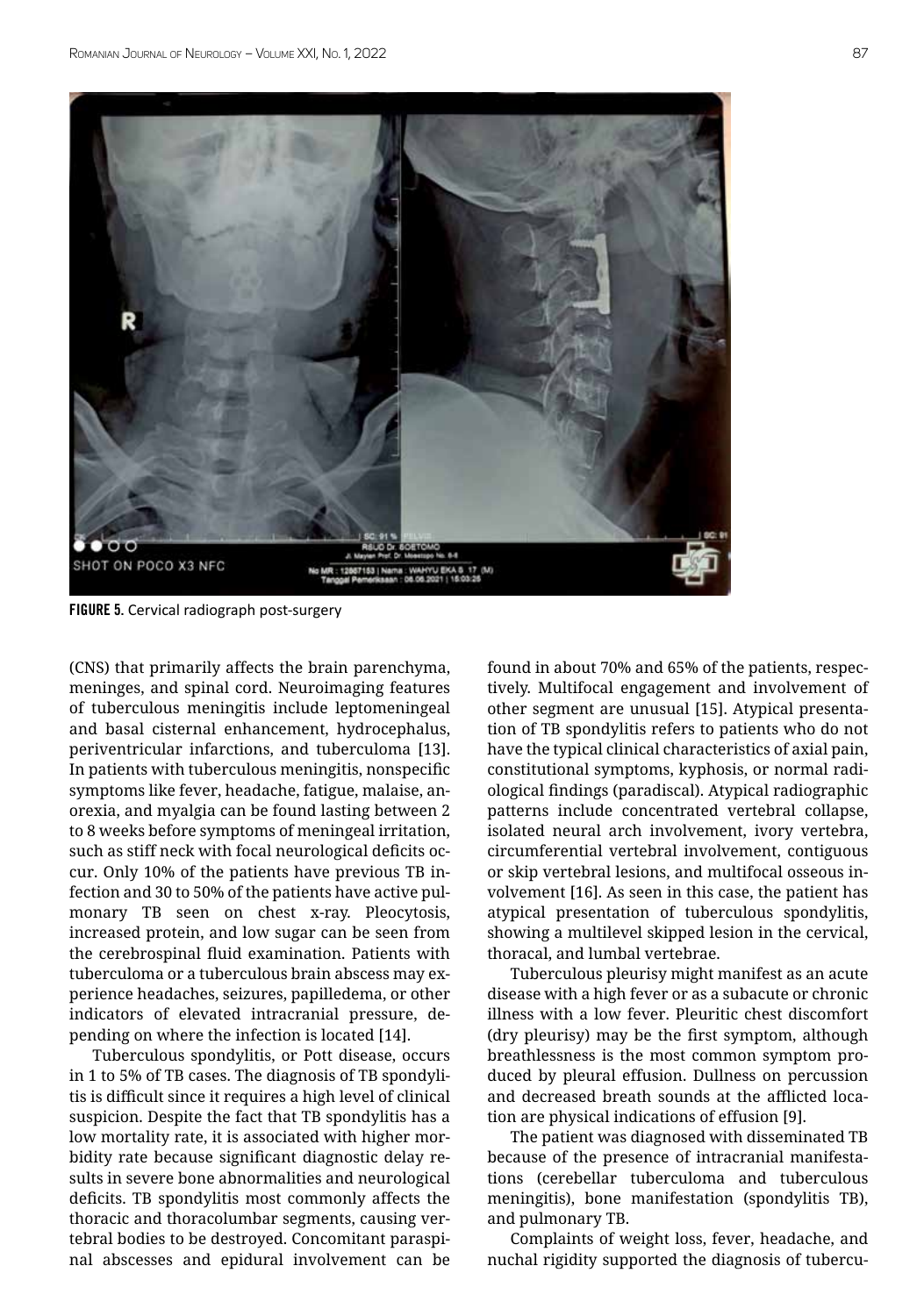**FIGURE 5.** Cervical radiograph post-surgery

(CNS) that primarily affects the brain parenchyma, meninges, and spinal cord. Neuroimaging features of tuberculous meningitis include leptomeningeal and basal cisternal enhancement, hydrocephalus, periventricular infarctions, and tuberculoma [13]. In patients with tuberculous meningitis, nonspecific symptoms like fever, headache, fatigue, malaise, anorexia, and myalgia can be found lasting between 2 to 8 weeks before symptoms of meningeal irritation, such as stiff neck with focal neurological deficits occur. Only 10% of the patients have previous TB infection and 30 to 50% of the patients have active pulmonary TB seen on chest x-ray. Pleocytosis, increased protein, and low sugar can be seen from the cerebrospinal fluid examination. Patients with tuberculoma or a tuberculous brain abscess may experience headaches, seizures, papilledema, or other indicators of elevated intracranial pressure, depending on where the infection is located [14].

Tuberculous spondylitis, or Pott disease, occurs in 1 to 5% of TB cases. The diagnosis of TB spondylitis is difficult since it requires a high level of clinical suspicion. Despite the fact that TB spondylitis has a low mortality rate, it is associated with higher morbidity rate because significant diagnostic delay results in severe bone abnormalities and neurological deficits. TB spondylitis most commonly affects the thoracic and thoracolumbar segments, causing vertebral bodies to be destroyed. Concomitant paraspinal abscesses and epidural involvement can be found in about 70% and 65% of the patients, respectively. Multifocal engagement and involvement of other segment are unusual [15]. Atypical presentation of TB spondylitis refers to patients who do not have the typical clinical characteristics of axial pain, constitutional symptoms, kyphosis, or normal radiological findings (paradiscal). Atypical radiographic patterns include concentrated vertebral collapse, isolated neural arch involvement, ivory vertebra, circumferential vertebral involvement, contiguous or skip vertebral lesions, and multifocal osseous involvement [16]. As seen in this case, the patient has atypical presentation of tuberculous spondylitis, showing a multilevel skipped lesion in the cervical, thoracal, and lumbal vertebrae.

Tuberculous pleurisy might manifest as an acute disease with a high fever or as a subacute or chronic illness with a low fever. Pleuritic chest discomfort (dry pleurisy) may be the first symptom, although breathlessness is the most common symptom produced by pleural effusion. Dullness on percussion and decreased breath sounds at the afflicted location are physical indications of effusion [9].

The patient was diagnosed with disseminated TB because of the presence of intracranial manifestations (cerebellar tuberculoma and tuberculous meningitis), bone manifestation (spondylitis TB), and pulmonary TB.

Complaints of weight loss, fever, headache, and nuchal rigidity supported the diagnosis of tubercu-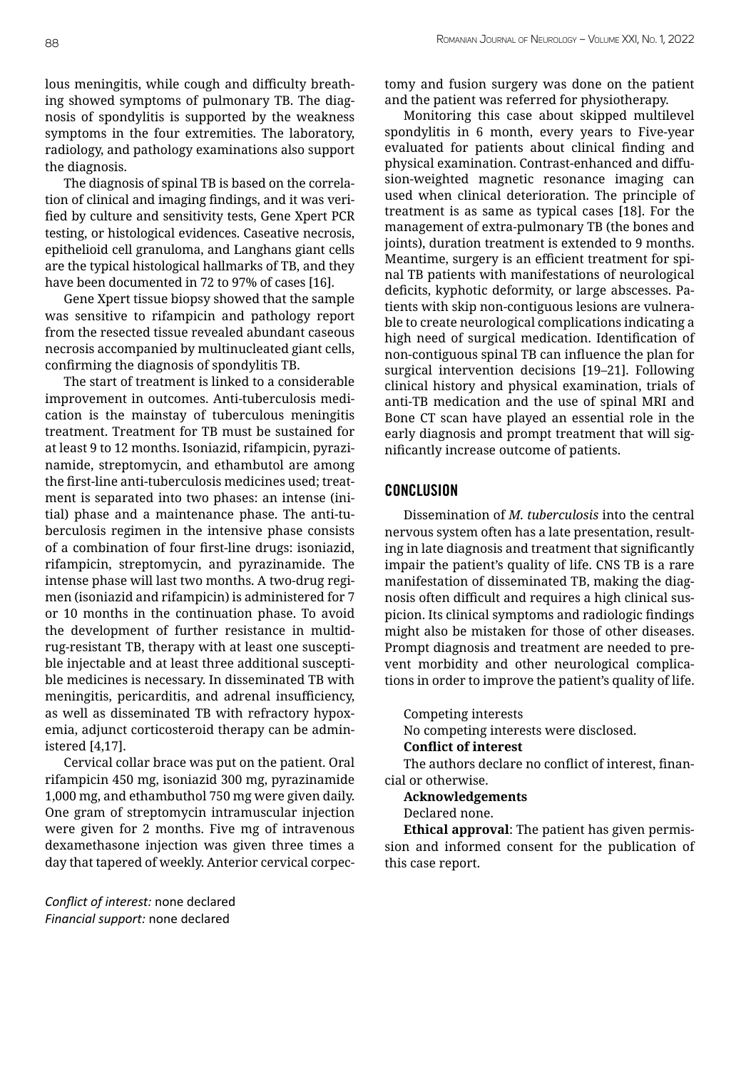lous meningitis, while cough and difficulty breathing showed symptoms of pulmonary TB. The diagnosis of spondylitis is supported by the weakness symptoms in the four extremities. The laboratory, radiology, and pathology examinations also support the diagnosis.

The diagnosis of spinal TB is based on the correlation of clinical and imaging findings, and it was verified by culture and sensitivity tests, Gene Xpert PCR testing, or histological evidences. Caseative necrosis, epithelioid cell granuloma, and Langhans giant cells are the typical histological hallmarks of TB, and they have been documented in 72 to 97% of cases [16].

Gene Xpert tissue biopsy showed that the sample was sensitive to rifampicin and pathology report from the resected tissue revealed abundant caseous necrosis accompanied by multinucleated giant cells, confirming the diagnosis of spondylitis TB.

The start of treatment is linked to a considerable improvement in outcomes. Anti-tuberculosis medication is the mainstay of tuberculous meningitis treatment. Treatment for TB must be sustained for at least 9 to 12 months. Isoniazid, rifampicin, pyrazinamide, streptomycin, and ethambutol are among the first-line anti-tuberculosis medicines used; treatment is separated into two phases: an intense (initial) phase and a maintenance phase. The anti-tuberculosis regimen in the intensive phase consists of a combination of four first-line drugs: isoniazid, rifampicin, streptomycin, and pyrazinamide. The intense phase will last two months. A two-drug regimen (isoniazid and rifampicin) is administered for 7 or 10 months in the continuation phase. To avoid the development of further resistance in multidrug-resistant TB, therapy with at least one susceptible injectable and at least three additional susceptible medicines is necessary. In disseminated TB with meningitis, pericarditis, and adrenal insufficiency, as well as disseminated TB with refractory hypoxemia, adjunct corticosteroid therapy can be administered [4,17].

Cervical collar brace was put on the patient. Oral rifampicin 450 mg, isoniazid 300 mg, pyrazinamide 1,000 mg, and ethambuthol 750 mg were given daily. One gram of streptomycin intramuscular injection were given for 2 months. Five mg of intravenous dexamethasone injection was given three times a day that tapered of weekly. Anterior cervical corpectomy and fusion surgery was done on the patient and the patient was referred for physiotherapy.

Monitoring this case about skipped multilevel spondylitis in 6 month, every years to Five-year evaluated for patients about clinical finding and physical examination. Contrast-enhanced and diffusion-weighted magnetic resonance imaging can used when clinical deterioration. The principle of treatment is as same as typical cases [18]. For the management of extra-pulmonary TB (the bones and joints), duration treatment is extended to 9 months. Meantime, surgery is an efficient treatment for spinal TB patients with manifestations of neurological deficits, kyphotic deformity, or large abscesses. Patients with skip non-contiguous lesions are vulnerable to create neurological complications indicating a high need of surgical medication. Identification of non-contiguous spinal TB can influence the plan for surgical intervention decisions [19–21]. Following clinical history and physical examination, trials of anti-TB medication and the use of spinal MRI and Bone CT scan have played an essential role in the early diagnosis and prompt treatment that will significantly increase outcome of patients.

## CONCLUSION

Dissemination of *M. tuberculosis* into the central nervous system often has a late presentation, resulting in late diagnosis and treatment that significantly impair the patient's quality of life. CNS TB is a rare manifestation of disseminated TB, making the diagnosis often difficult and requires a high clinical suspicion. Its clinical symptoms and radiologic findings might also be mistaken for those of other diseases. Prompt diagnosis and treatment are needed to prevent morbidity and other neurological complications in order to improve the patient's quality of life.

Competing interests

No competing interests were disclosed.

**Conflict of interest**

The authors declare no conflict of interest, financial or otherwise.

**Acknowledgements**

Declared none.

**Ethical approval**: The patient has given permission and informed consent for the publication of this case report.

*Conflict of interest:* none declared
*Financial support:* none declared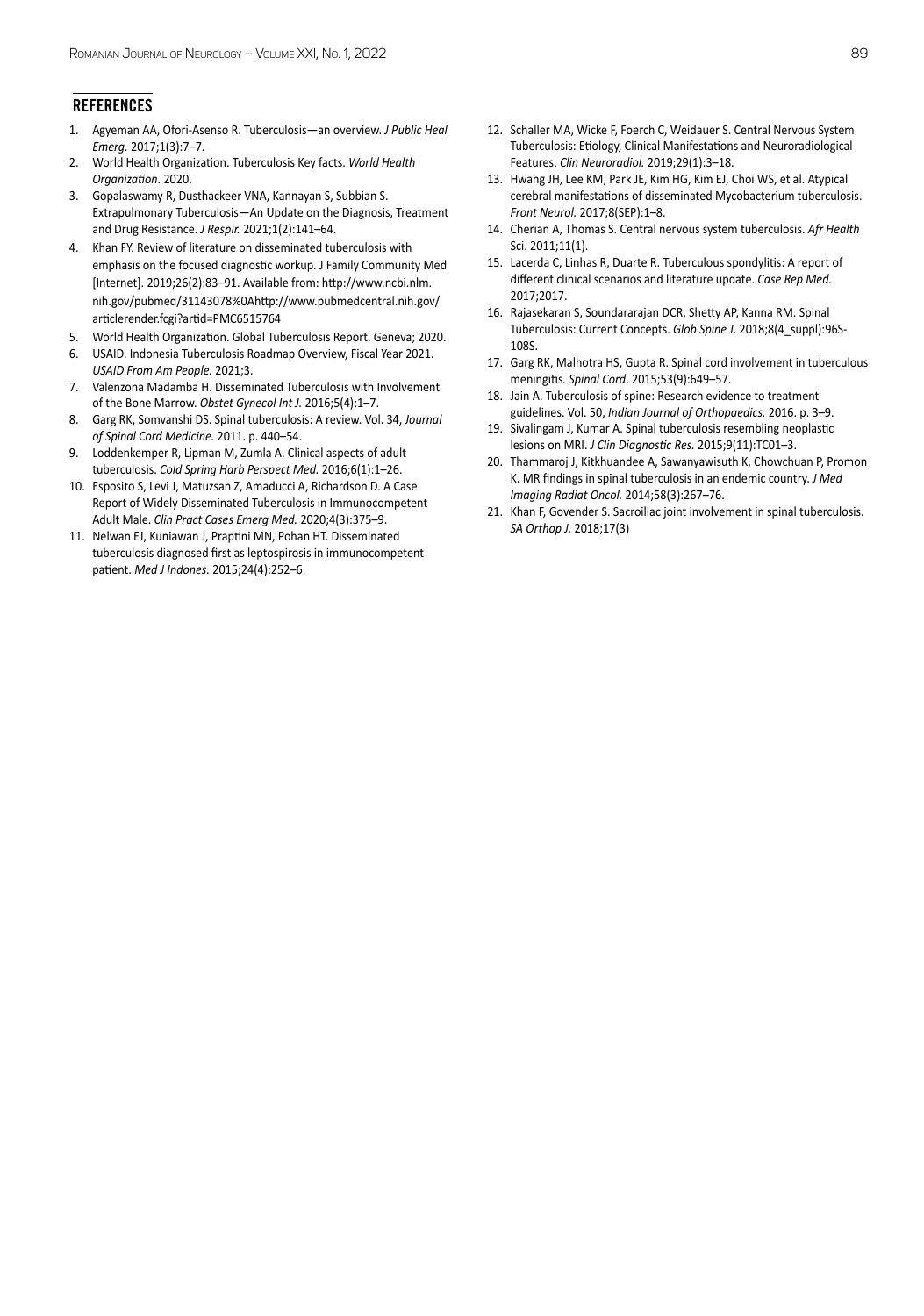## REFERENCES

1. Agyeman AA, Ofori-Asenso R. Tuberculosis—an overview. *J Public Heal Emerg.* 2017;1(3):7–7.
2. World Health Organization. Tuberculosis Key facts. *World Health Organization*. 2020.
3. Gopalaswamy R, Dusthackeer VNA, Kannayan S, Subbian S. Extrapulmonary Tuberculosis—An Update on the Diagnosis, Treatment and Drug Resistance. *J Respir.* 2021;1(2):141–64.
4. Khan FY. Review of literature on disseminated tuberculosis with emphasis on the focused diagnostic workup. J Family Community Med [Internet]. 2019;26(2):83–91. Available from: http://www.ncbi.nlm.nih.gov/pubmed/31143078%0Ahttp://www.pubmedcentral.nih.gov/articlerender.fcgi?artid=PMC6515764
5. World Health Organization. Global Tuberculosis Report. Geneva; 2020.
6. USAID. Indonesia Tuberculosis Roadmap Overview, Fiscal Year 2021. *USAID From Am People.* 2021;3.
7. Valenzona Madamba H. Disseminated Tuberculosis with Involvement of the Bone Marrow. *Obstet Gynecol Int J.* 2016;5(4):1–7.
8. Garg RK, Somvanshi DS. Spinal tuberculosis: A review. Vol. 34, *Journal of Spinal Cord Medicine.* 2011. p. 440–54.
9. Loddenkemper R, Lipman M, Zumla A. Clinical aspects of adult tuberculosis. *Cold Spring Harb Perspect Med.* 2016;6(1):1–26.
10. Esposito S, Levi J, Matuzsan Z, Amaducci A, Richardson D. A Case Report of Widely Disseminated Tuberculosis in Immunocompetent Adult Male. *Clin Pract Cases Emerg Med.* 2020;4(3):375–9.
11. Nelwan EJ, Kuniawan J, Praptini MN, Pohan HT. Disseminated tuberculosis diagnosed first as leptospirosis in immunocompetent patient. *Med J Indones.* 2015;24(4):252–6.
12. Schaller MA, Wicke F, Foerch C, Weidauer S. Central Nervous System Tuberculosis: Etiology, Clinical Manifestations and Neuroradiological Features. *Clin Neuroradiol.* 2019;29(1):3–18.
13. Hwang JH, Lee KM, Park JE, Kim HG, Kim EJ, Choi WS, et al. Atypical cerebral manifestations of disseminated Mycobacterium tuberculosis. *Front Neurol.* 2017;8(SEP):1–8.
14. Cherian A, Thomas S. Central nervous system tuberculosis. *Afr Health* Sci. 2011;11(1).
15. Lacerda C, Linhas R, Duarte R. Tuberculous spondylitis: A report of different clinical scenarios and literature update. *Case Rep Med.* 2017;2017.
16. Rajasekaran S, Soundararajan DCR, Shetty AP, Kanna RM. Spinal Tuberculosis: Current Concepts. *Glob Spine J.* 2018;8(4_suppl):96S-108S.
17. Garg RK, Malhotra HS, Gupta R. Spinal cord involvement in tuberculous meningitis. *Spinal Cord*. 2015;53(9):649–57.
18. Jain A. Tuberculosis of spine: Research evidence to treatment guidelines. Vol. 50, *Indian Journal of Orthopaedics.* 2016. p. 3–9.
19. Sivalingam J, Kumar A. Spinal tuberculosis resembling neoplastic lesions on MRI. *J Clin Diagnostic Res.* 2015;9(11):TC01–3.
20. Thammaroj J, Kitkhuandee A, Sawanyawisuth K, Chowchuan P, Promon K. MR findings in spinal tuberculosis in an endemic country. *J Med Imaging Radiat Oncol.* 2014;58(3):267–76.
21. Khan F, Govender S. Sacroiliac joint involvement in spinal tuberculosis. *SA Orthop J.* 2018;17(3)